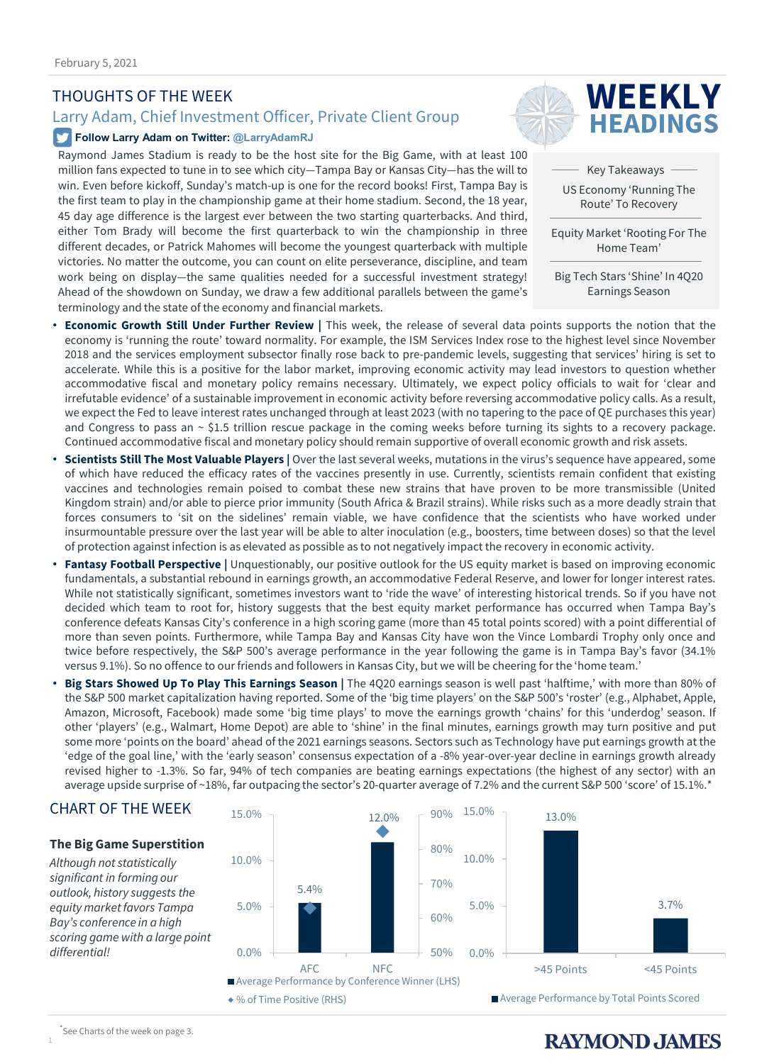February 5, 2021

# THOUGHTS OF THE WEEK

## Larry Adam, Chief Investment Officer, Private Client Group

**Follow Larry Adam on Twitter: @LarryAdamRJ**

# WEEKLY HEADINGS

**Key Takeaways**

- US Economy 'Running The Route' To Recovery
- Equity Market 'Rooting For The Home Team'
- Big Tech Stars 'Shine' In 4Q20 Earnings Season

Raymond James Stadium is ready to be the host site for the Big Game, with at least 100 million fans expected to tune in to see which city—Tampa Bay or Kansas City—has the will to win. Even before kickoff, Sunday's match-up is one for the record books! First, Tampa Bay is the first team to play in the championship game at their home stadium. Second, the 18 year, 45 day age difference is the largest ever between the two starting quarterbacks. And third, either Tom Brady will become the first quarterback to win the championship in three different decades, or Patrick Mahomes will become the youngest quarterback with multiple victories. No matter the outcome, you can count on elite perseverance, discipline, and team work being on display—the same qualities needed for a successful investment strategy! Ahead of the showdown on Sunday, we draw a few additional parallels between the game's terminology and the state of the economy and financial markets.

- **Economic Growth Still Under Further Review |** This week, the release of several data points supports the notion that the economy is 'running the route' toward normality. For example, the ISM Services Index rose to the highest level since November 2018 and the services employment subsector finally rose back to pre-pandemic levels, suggesting that services' hiring is set to accelerate. While this is a positive for the labor market, improving economic activity may lead investors to question whether accommodative fiscal and monetary policy remains necessary. Ultimately, we expect policy officials to wait for 'clear and irrefutable evidence' of a sustainable improvement in economic activity before reversing accommodative policy calls. As a result, we expect the Fed to leave interest rates unchanged through at least 2023 (with no tapering to the pace of QE purchases this year) and Congress to pass an ~ $1.5 trillion rescue package in the coming weeks before turning its sights to a recovery package. Continued accommodative fiscal and monetary policy should remain supportive of overall economic growth and risk assets.
- **Scientists Still The Most Valuable Players |** Over the last several weeks, mutations in the virus's sequence have appeared, some of which have reduced the efficacy rates of the vaccines presently in use. Currently, scientists remain confident that existing vaccines and technologies remain poised to combat these new strains that have proven to be more transmissible (United Kingdom strain) and/or able to pierce prior immunity (South Africa & Brazil strains). While risks such as a more deadly strain that forces consumers to 'sit on the sidelines' remain viable, we have confidence that the scientists who have worked under insurmountable pressure over the last year will be able to alter inoculation (e.g., boosters, time between doses) so that the level of protection against infection is as elevated as possible as to not negatively impact the recovery in economic activity.
- **Fantasy Football Perspective |** Unquestionably, our positive outlook for the US equity market is based on improving economic fundamentals, a substantial rebound in earnings growth, an accommodative Federal Reserve, and lower for longer interest rates. While not statistically significant, sometimes investors want to 'ride the wave' of interesting historical trends. So if you have not decided which team to root for, history suggests that the best equity market performance has occurred when Tampa Bay's conference defeats Kansas City's conference in a high scoring game (more than 45 total points scored) with a point differential of more than seven points. Furthermore, while Tampa Bay and Kansas City have won the Vince Lombardi Trophy only once and twice before respectively, the S&P 500's average performance in the year following the game is in Tampa Bay's favor (34.1% versus 9.1%). So no offence to our friends and followers in Kansas City, but we will be cheering for the 'home team.'
- **Big Stars Showed Up To Play This Earnings Season |** The 4Q20 earnings season is well past 'halftime,' with more than 80% of the S&P 500 market capitalization having reported. Some of the 'big time players' on the S&P 500's 'roster' (e.g., Alphabet, Apple, Amazon, Microsoft, Facebook) made some 'big time plays' to move the earnings growth 'chains' for this 'underdog' season. If other 'players' (e.g., Walmart, Home Depot) are able to 'shine' in the final minutes, earnings growth may turn positive and put some more 'points on the board' ahead of the 2021 earnings seasons. Sectors such as Technology have put earnings growth at the 'edge of the goal line,' with the 'early season' consensus expectation of a -8% year-over-year decline in earnings growth already revised higher to -1.3%. So far, 94% of tech companies are beating earnings expectations (the highest of any sector) with an average upside surprise of ~18%, far outpacing the sector's 20-quarter average of 7.2% and the current S&P 500 'score' of 15.1%.*

## CHART OF THE WEEK

### The Big Game Superstition

*Although not statistically significant in forming our outlook, history suggests the equity market favors Tampa Bay's conference in a high scoring game with a large point differential!*

| Conference Winner | Average Performance by Conference Winner (LHS) |
|---|---|
| AFC | 5.4% |
| NFC | 12.0% |

◆ % of Time Positive (RHS)

| Total Points Scored | Average Performance by Total Points Scored |
|---|---|
| >45 Points | 13.0% |
| <45 Points | 3.7% |

*See Charts of the week on page 3.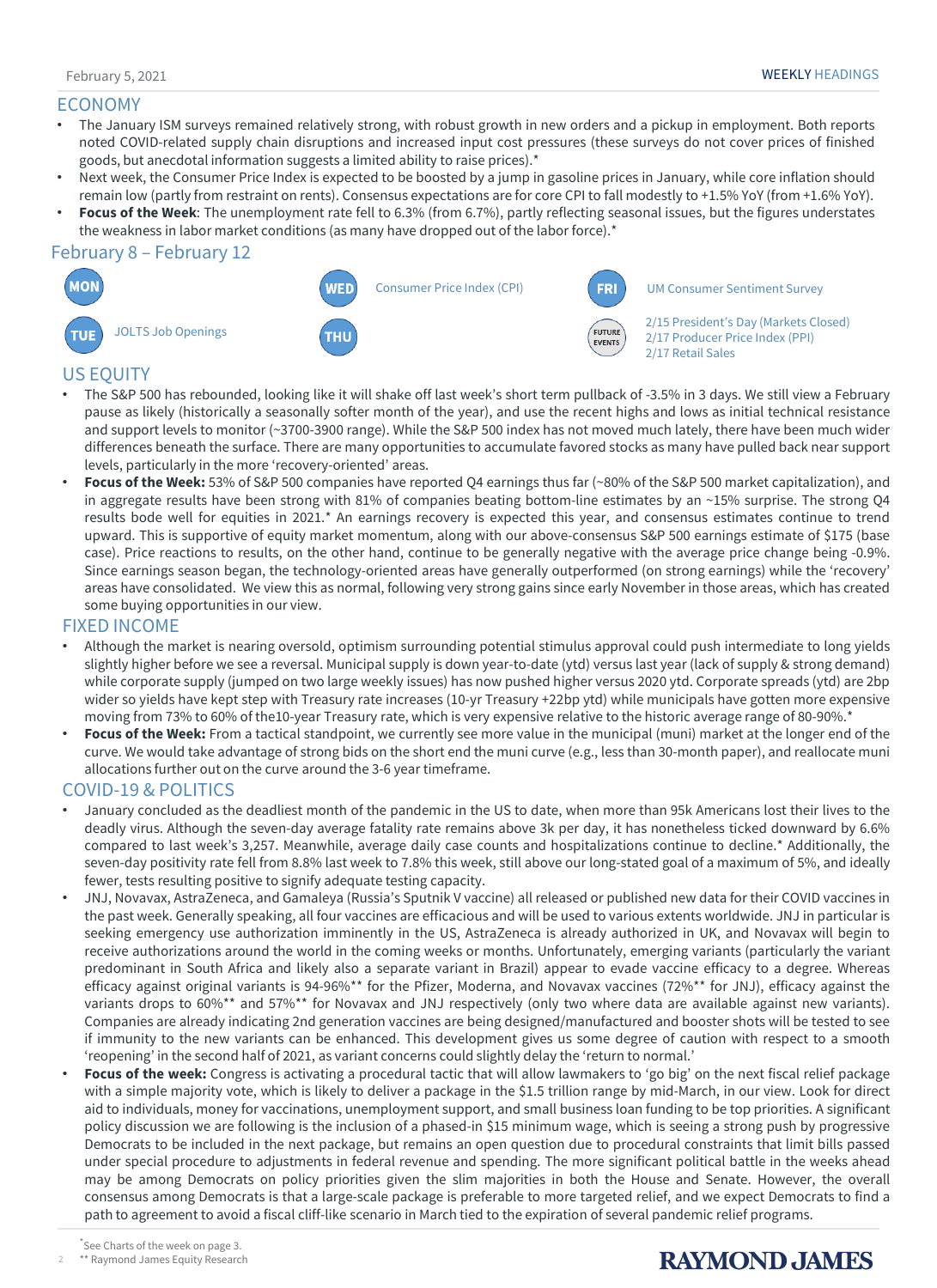## ECONOMY

- The January ISM surveys remained relatively strong, with robust growth in new orders and a pickup in employment. Both reports noted COVID-related supply chain disruptions and increased input cost pressures (these surveys do not cover prices of finished goods, but anecdotal information suggests a limited ability to raise prices).*
- Next week, the Consumer Price Index is expected to be boosted by a jump in gasoline prices in January, while core inflation should remain low (partly from restraint on rents). Consensus expectations are for core CPI to fall modestly to +1.5% YoY (from +1.6% YoY).
- **Focus of the Week**: The unemployment rate fell to 6.3% (from 6.7%), partly reflecting seasonal issues, but the figures understates the weakness in labor market conditions (as many have dropped out of the labor force).*

## February 8 – February 12

- **MON**
- **TUE**: JOLTS Job Openings
- **WED**: Consumer Price Index (CPI)
- **THU**
- **FRI**: UM Consumer Sentiment Survey
- **FUTURE EVENTS**:
  - 2/15 President's Day (Markets Closed)
  - 2/17 Producer Price Index (PPI)
  - 2/17 Retail Sales

## US EQUITY

- The S&P 500 has rebounded, looking like it will shake off last week's short term pullback of -3.5% in 3 days. We still view a February pause as likely (historically a seasonally softer month of the year), and use the recent highs and lows as initial technical resistance and support levels to monitor (~3700-3900 range). While the S&P 500 index has not moved much lately, there have been much wider differences beneath the surface. There are many opportunities to accumulate favored stocks as many have pulled back near support levels, particularly in the more 'recovery-oriented' areas.
- **Focus of the Week:** 53% of S&P 500 companies have reported Q4 earnings thus far (~80% of the S&P 500 market capitalization), and in aggregate results have been strong with 81% of companies beating bottom-line estimates by an ~15% surprise. The strong Q4 results bode well for equities in 2021.* An earnings recovery is expected this year, and consensus estimates continue to trend upward. This is supportive of equity market momentum, along with our above-consensus S&P 500 earnings estimate of $175 (base case). Price reactions to results, on the other hand, continue to be generally negative with the average price change being -0.9%. Since earnings season began, the technology-oriented areas have generally outperformed (on strong earnings) while the 'recovery' areas have consolidated. We view this as normal, following very strong gains since early November in those areas, which has created some buying opportunities in our view.

## FIXED INCOME

- Although the market is nearing oversold, optimism surrounding potential stimulus approval could push intermediate to long yields slightly higher before we see a reversal. Municipal supply is down year-to-date (ytd) versus last year (lack of supply & strong demand) while corporate supply (jumped on two large weekly issues) has now pushed higher versus 2020 ytd. Corporate spreads (ytd) are 2bp wider so yields have kept step with Treasury rate increases (10-yr Treasury +22bp ytd) while municipals have gotten more expensive moving from 73% to 60% of the10-year Treasury rate, which is very expensive relative to the historic average range of 80-90%.*
- **Focus of the Week:** From a tactical standpoint, we currently see more value in the municipal (muni) market at the longer end of the curve. We would take advantage of strong bids on the short end the muni curve (e.g., less than 30-month paper), and reallocate muni allocations further out on the curve around the 3-6 year timeframe.

## COVID-19 & POLITICS

- January concluded as the deadliest month of the pandemic in the US to date, when more than 95k Americans lost their lives to the deadly virus. Although the seven-day average fatality rate remains above 3k per day, it has nonetheless ticked downward by 6.6% compared to last week's 3,257. Meanwhile, average daily case counts and hospitalizations continue to decline.* Additionally, the seven-day positivity rate fell from 8.8% last week to 7.8% this week, still above our long-stated goal of a maximum of 5%, and ideally fewer, tests resulting positive to signify adequate testing capacity.
- JNJ, Novavax, AstraZeneca, and Gamaleya (Russia's Sputnik V vaccine) all released or published new data for their COVID vaccines in the past week. Generally speaking, all four vaccines are efficacious and will be used to various extents worldwide. JNJ in particular is seeking emergency use authorization imminently in the US, AstraZeneca is already authorized in UK, and Novavax will begin to receive authorizations around the world in the coming weeks or months. Unfortunately, emerging variants (particularly the variant predominant in South Africa and likely also a separate variant in Brazil) appear to evade vaccine efficacy to a degree. Whereas efficacy against original variants is 94-96%** for the Pfizer, Moderna, and Novavax vaccines (72%** for JNJ), efficacy against the variants drops to 60%** and 57%** for Novavax and JNJ respectively (only two where data are available against new variants). Companies are already indicating 2nd generation vaccines are being designed/manufactured and booster shots will be tested to see if immunity to the new variants can be enhanced. This development gives us some degree of caution with respect to a smooth 'reopening' in the second half of 2021, as variant concerns could slightly delay the 'return to normal.'
- **Focus of the week:** Congress is activating a procedural tactic that will allow lawmakers to 'go big' on the next fiscal relief package with a simple majority vote, which is likely to deliver a package in the $1.5 trillion range by mid-March, in our view. Look for direct aid to individuals, money for vaccinations, unemployment support, and small business loan funding to be top priorities. A significant policy discussion we are following is the inclusion of a phased-in $15 minimum wage, which is seeing a strong push by progressive Democrats to be included in the next package, but remains an open question due to procedural constraints that limit bills passed under special procedure to adjustments in federal revenue and spending. The more significant political battle in the weeks ahead may be among Democrats on policy priorities given the slim majorities in both the House and Senate. However, the overall consensus among Democrats is that a large-scale package is preferable to more targeted relief, and we expect Democrats to find a path to agreement to avoid a fiscal cliff-like scenario in March tied to the expiration of several pandemic relief programs.

*See Charts of the week on page 3.
** Raymond James Equity Research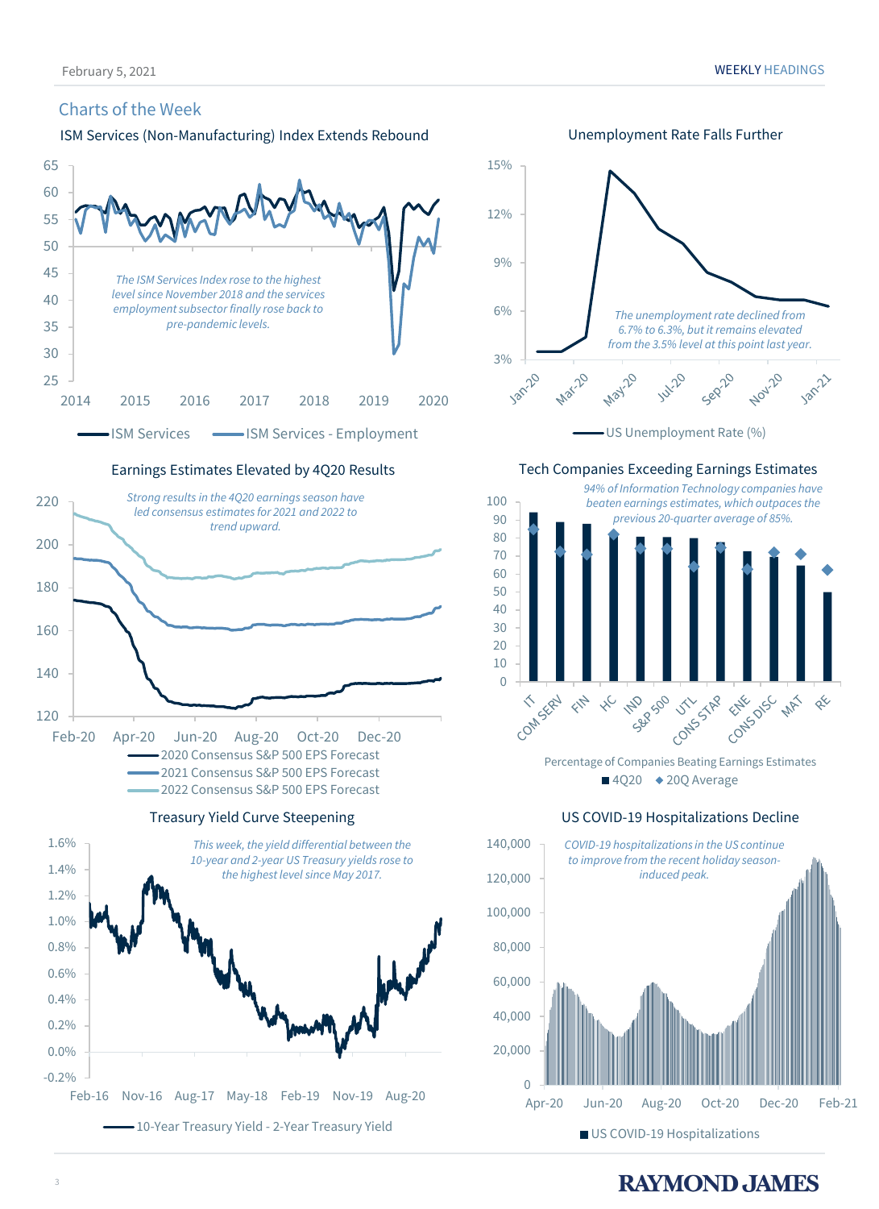## Charts of the Week

### ISM Services (Non-Manufacturing) Index Extends Rebound

*The ISM Services Index rose to the highest level since November 2018 and the services employment subsector finally rose back to pre-pandemic levels.*

ISM Services — ISM Services - Employment

### Unemployment Rate Falls Further

*The unemployment rate declined from 6.7% to 6.3%, but it remains elevated from the 3.5% level at this point last year.*

US Unemployment Rate (%)

### Earnings Estimates Elevated by 4Q20 Results

*Strong results in the 4Q20 earnings season have led consensus estimates for 2021 and 2022 to trend upward.*

2020 Consensus S&P 500 EPS Forecast
2021 Consensus S&P 500 EPS Forecast
2022 Consensus S&P 500 EPS Forecast

### Tech Companies Exceeding Earnings Estimates

*94% of Information Technology companies have beaten earnings estimates, which outpaces the previous 20-quarter average of 85%.*

Percentage of Companies Beating Earnings Estimates

4Q20 ◆ 20Q Average

### Treasury Yield Curve Steepening

*This week, the yield differential between the 10-year and 2-year US Treasury yields rose to the highest level since May 2017.*

10-Year Treasury Yield - 2-Year Treasury Yield

### US COVID-19 Hospitalizations Decline

*COVID-19 hospitalizations in the US continue to improve from the recent holiday season-induced peak.*

US COVID-19 Hospitalizations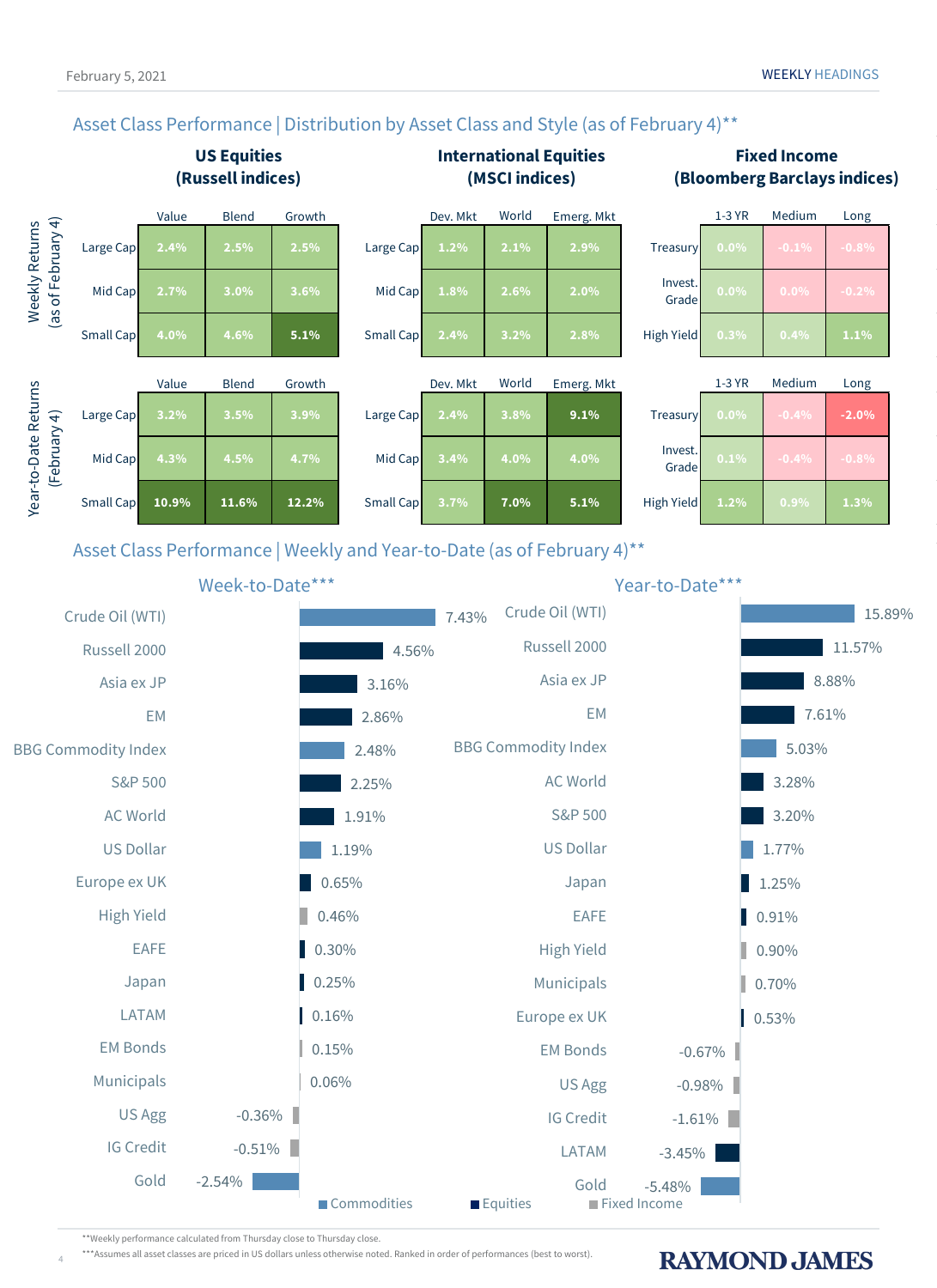## Asset Class Performance | Distribution by Asset Class and Style (as of February 4)**

### Weekly Returns (as of February 4)

**US Equities (Russell indices)**

| | Value | Blend | Growth |
|---|---|---|---|
| Large Cap | 2.4% | 2.5% | 2.5% |
| Mid Cap | 2.7% | 3.0% | 3.6% |
| Small Cap | 4.0% | 4.6% | 5.1% |

**International Equities (MSCI indices)**

| | Dev. Mkt | World | Emerg. Mkt |
|---|---|---|---|
| Large Cap | 1.2% | 2.1% | 2.9% |
| Mid Cap | 1.8% | 2.6% | 2.0% |
| Small Cap | 2.4% | 3.2% | 2.8% |

**Fixed Income (Bloomberg Barclays indices)**

| | 1-3 YR | Medium | Long |
|---|---|---|---|
| Treasury | 0.0% | -0.1% | -0.8% |
| Invest. Grade | 0.0% | 0.0% | -0.2% |
| High Yield | 0.3% | 0.4% | 1.1% |

### Year-to-Date Returns (February 4)

**US Equities (Russell indices)**

| | Value | Blend | Growth |
|---|---|---|---|
| Large Cap | 3.2% | 3.5% | 3.9% |
| Mid Cap | 4.3% | 4.5% | 4.7% |
| Small Cap | 10.9% | 11.6% | 12.2% |

**International Equities (MSCI indices)**

| | Dev. Mkt | World | Emerg. Mkt |
|---|---|---|---|
| Large Cap | 2.4% | 3.8% | 9.1% |
| Mid Cap | 3.4% | 4.0% | 4.0% |
| Small Cap | 3.7% | 7.0% | 5.1% |

**Fixed Income (Bloomberg Barclays indices)**

| | 1-3 YR | Medium | Long |
|---|---|---|---|
| Treasury | 0.0% | -0.4% | -2.0% |
| Invest. Grade | 0.1% | -0.4% | -0.8% |
| High Yield | 1.2% | 0.9% | 1.3% |

## Asset Class Performance | Weekly and Year-to-Date (as of February 4)**

### Week-to-Date***

| Asset | Return |
|---|---|
| Crude Oil (WTI) | 7.43% |
| Russell 2000 | 4.56% |
| Asia ex JP | 3.16% |
| EM | 2.86% |
| BBG Commodity Index | 2.48% |
| S&P 500 | 2.25% |
| AC World | 1.91% |
| US Dollar | 1.19% |
| Europe ex UK | 0.65% |
| High Yield | 0.46% |
| EAFE | 0.30% |
| Japan | 0.25% |
| LATAM | 0.16% |
| EM Bonds | 0.15% |
| Municipals | 0.06% |
| US Agg | -0.36% |
| IG Credit | -0.51% |
| Gold | -2.54% |

### Year-to-Date***

| Asset | Return |
|---|---|
| Crude Oil (WTI) | 15.89% |
| Russell 2000 | 11.57% |
| Asia ex JP | 8.88% |
| EM | 7.61% |
| BBG Commodity Index | 5.03% |
| AC World | 3.28% |
| S&P 500 | 3.20% |
| US Dollar | 1.77% |
| Japan | 1.25% |
| EAFE | 0.91% |
| High Yield | 0.90% |
| Municipals | 0.70% |
| Europe ex UK | 0.53% |
| EM Bonds | -0.67% |
| US Agg | -0.98% |
| IG Credit | -1.61% |
| LATAM | -3.45% |
| Gold | -5.48% |

Commodities | Equities | Fixed Income

**Weekly performance calculated from Thursday close to Thursday close.

***Assumes all asset classes are priced in US dollars unless otherwise noted. Ranked in order of performances (best to worst).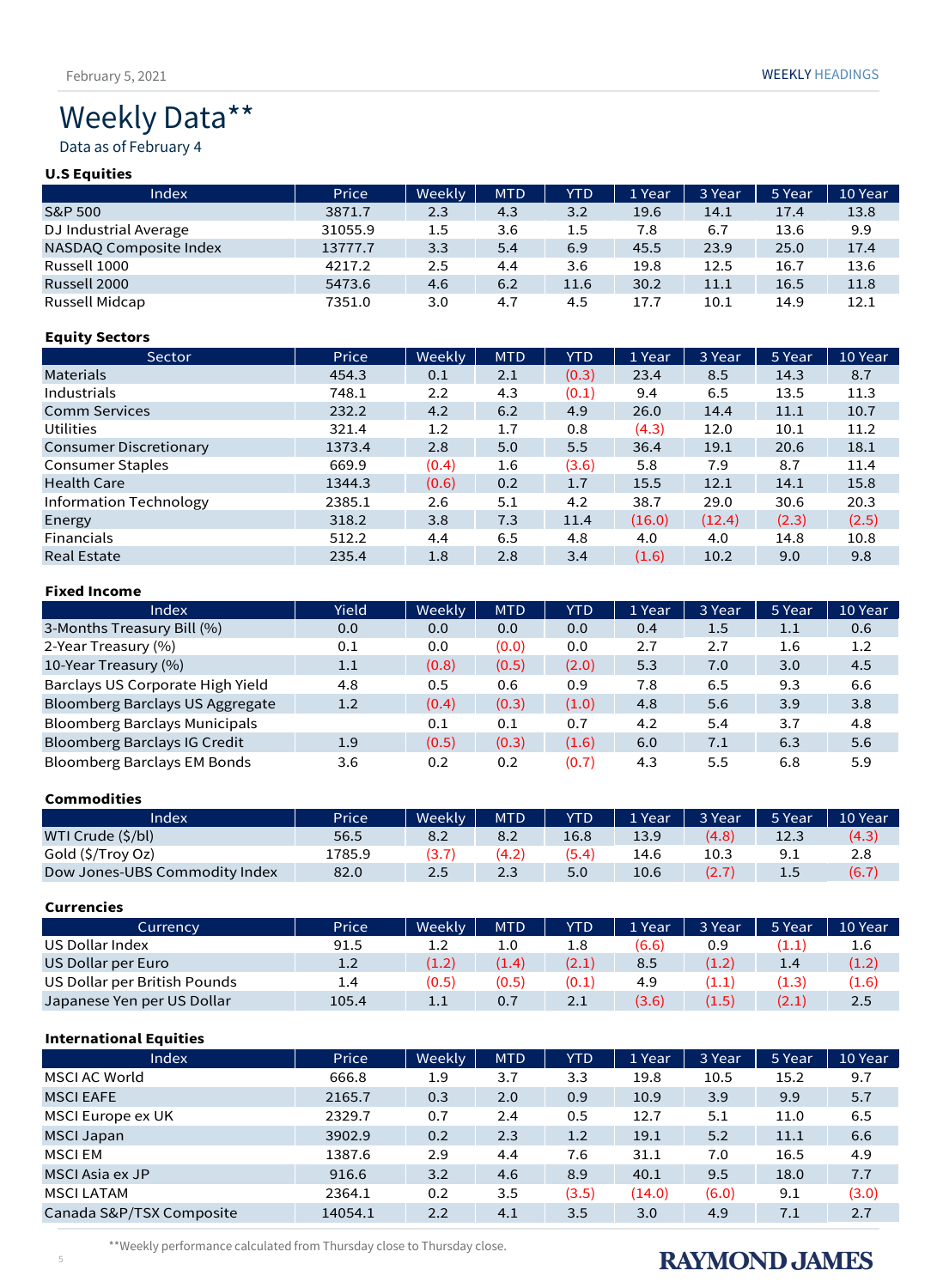# Weekly Data**

Data as of February 4

**U.S Equities**

| Index | Price | Weekly | MTD | YTD | 1 Year | 3 Year | 5 Year | 10 Year |
|---|---|---|---|---|---|---|---|---|
| S&P 500 | 3871.7 | 2.3 | 4.3 | 3.2 | 19.6 | 14.1 | 17.4 | 13.8 |
| DJ Industrial Average | 31055.9 | 1.5 | 3.6 | 1.5 | 7.8 | 6.7 | 13.6 | 9.9 |
| NASDAQ Composite Index | 13777.7 | 3.3 | 5.4 | 6.9 | 45.5 | 23.9 | 25.0 | 17.4 |
| Russell 1000 | 4217.2 | 2.5 | 4.4 | 3.6 | 19.8 | 12.5 | 16.7 | 13.6 |
| Russell 2000 | 5473.6 | 4.6 | 6.2 | 11.6 | 30.2 | 11.1 | 16.5 | 11.8 |
| Russell Midcap | 7351.0 | 3.0 | 4.7 | 4.5 | 17.7 | 10.1 | 14.9 | 12.1 |

**Equity Sectors**

| Sector | Price | Weekly | MTD | YTD | 1 Year | 3 Year | 5 Year | 10 Year |
|---|---|---|---|---|---|---|---|---|
| Materials | 454.3 | 0.1 | 2.1 | (0.3) | 23.4 | 8.5 | 14.3 | 8.7 |
| Industrials | 748.1 | 2.2 | 4.3 | (0.1) | 9.4 | 6.5 | 13.5 | 11.3 |
| Comm Services | 232.2 | 4.2 | 6.2 | 4.9 | 26.0 | 14.4 | 11.1 | 10.7 |
| Utilities | 321.4 | 1.2 | 1.7 | 0.8 | (4.3) | 12.0 | 10.1 | 11.2 |
| Consumer Discretionary | 1373.4 | 2.8 | 5.0 | 5.5 | 36.4 | 19.1 | 20.6 | 18.1 |
| Consumer Staples | 669.9 | (0.4) | 1.6 | (3.6) | 5.8 | 7.9 | 8.7 | 11.4 |
| Health Care | 1344.3 | (0.6) | 0.2 | 1.7 | 15.5 | 12.1 | 14.1 | 15.8 |
| Information Technology | 2385.1 | 2.6 | 5.1 | 4.2 | 38.7 | 29.0 | 30.6 | 20.3 |
| Energy | 318.2 | 3.8 | 7.3 | 11.4 | (16.0) | (12.4) | (2.3) | (2.5) |
| Financials | 512.2 | 4.4 | 6.5 | 4.8 | 4.0 | 4.0 | 14.8 | 10.8 |
| Real Estate | 235.4 | 1.8 | 2.8 | 3.4 | (1.6) | 10.2 | 9.0 | 9.8 |

**Fixed Income**

| Index | Yield | Weekly | MTD | YTD | 1 Year | 3 Year | 5 Year | 10 Year |
|---|---|---|---|---|---|---|---|---|
| 3-Months Treasury Bill (%) | 0.0 | 0.0 | 0.0 | 0.0 | 0.4 | 1.5 | 1.1 | 0.6 |
| 2-Year Treasury (%) | 0.1 | 0.0 | (0.0) | 0.0 | 2.7 | 2.7 | 1.6 | 1.2 |
| 10-Year Treasury (%) | 1.1 | (0.8) | (0.5) | (2.0) | 5.3 | 7.0 | 3.0 | 4.5 |
| Barclays US Corporate High Yield | 4.8 | 0.5 | 0.6 | 0.9 | 7.8 | 6.5 | 9.3 | 6.6 |
| Bloomberg Barclays US Aggregate | 1.2 | (0.4) | (0.3) | (1.0) | 4.8 | 5.6 | 3.9 | 3.8 |
| Bloomberg Barclays Municipals | | 0.1 | 0.1 | 0.7 | 4.2 | 5.4 | 3.7 | 4.8 |
| Bloomberg Barclays IG Credit | 1.9 | (0.5) | (0.3) | (1.6) | 6.0 | 7.1 | 6.3 | 5.6 |
| Bloomberg Barclays EM Bonds | 3.6 | 0.2 | 0.2 | (0.7) | 4.3 | 5.5 | 6.8 | 5.9 |

**Commodities**

| Index | Price | Weekly | MTD | YTD | 1 Year | 3 Year | 5 Year | 10 Year |
|---|---|---|---|---|---|---|---|---|
| WTI Crude ($/bl) | 56.5 | 8.2 | 8.2 | 16.8 | 13.9 | (4.8) | 12.3 | (4.3) |
| Gold ($/Troy Oz) | 1785.9 | (3.7) | (4.2) | (5.4) | 14.6 | 10.3 | 9.1 | 2.8 |
| Dow Jones-UBS Commodity Index | 82.0 | 2.5 | 2.3 | 5.0 | 10.6 | (2.7) | 1.5 | (6.7) |

**Currencies**

| Currency | Price | Weekly | MTD | YTD | 1 Year | 3 Year | 5 Year | 10 Year |
|---|---|---|---|---|---|---|---|---|
| US Dollar Index | 91.5 | 1.2 | 1.0 | 1.8 | (6.6) | 0.9 | (1.1) | 1.6 |
| US Dollar per Euro | 1.2 | (1.2) | (1.4) | (2.1) | 8.5 | (1.2) | 1.4 | (1.2) |
| US Dollar per British Pounds | 1.4 | (0.5) | (0.5) | (0.1) | 4.9 | (1.1) | (1.3) | (1.6) |
| Japanese Yen per US Dollar | 105.4 | 1.1 | 0.7 | 2.1 | (3.6) | (1.5) | (2.1) | 2.5 |

**International Equities**

| Index | Price | Weekly | MTD | YTD | 1 Year | 3 Year | 5 Year | 10 Year |
|---|---|---|---|---|---|---|---|---|
| MSCI AC World | 666.8 | 1.9 | 3.7 | 3.3 | 19.8 | 10.5 | 15.2 | 9.7 |
| MSCI EAFE | 2165.7 | 0.3 | 2.0 | 0.9 | 10.9 | 3.9 | 9.9 | 5.7 |
| MSCI Europe ex UK | 2329.7 | 0.7 | 2.4 | 0.5 | 12.7 | 5.1 | 11.0 | 6.5 |
| MSCI Japan | 3902.9 | 0.2 | 2.3 | 1.2 | 19.1 | 5.2 | 11.1 | 6.6 |
| MSCI EM | 1387.6 | 2.9 | 4.4 | 7.6 | 31.1 | 7.0 | 16.5 | 4.9 |
| MSCI Asia ex JP | 916.6 | 3.2 | 4.6 | 8.9 | 40.1 | 9.5 | 18.0 | 7.7 |
| MSCI LATAM | 2364.1 | 0.2 | 3.5 | (3.5) | (14.0) | (6.0) | 9.1 | (3.0) |
| Canada S&P/TSX Composite | 14054.1 | 2.2 | 4.1 | 3.5 | 3.0 | 4.9 | 7.1 | 2.7 |

**Weekly performance calculated from Thursday close to Thursday close.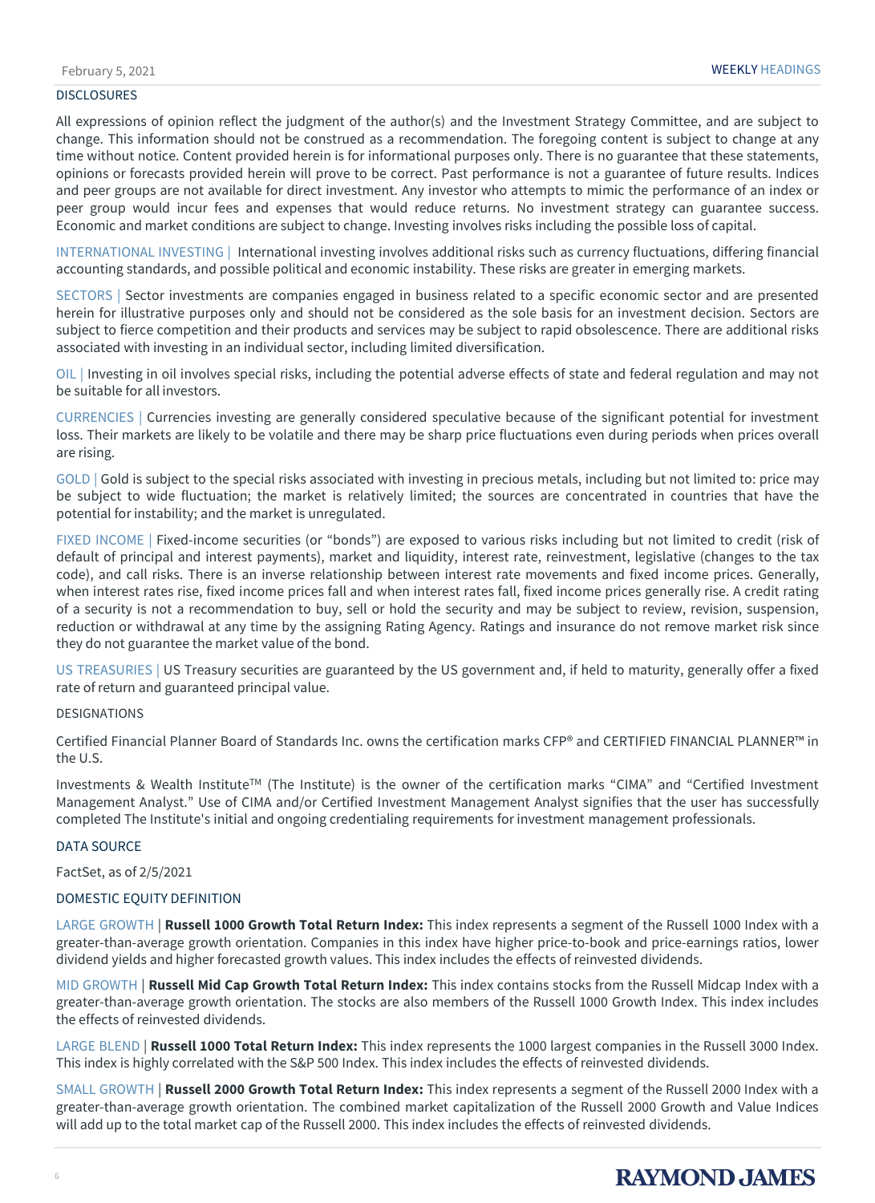## DISCLOSURES

All expressions of opinion reflect the judgment of the author(s) and the Investment Strategy Committee, and are subject to change. This information should not be construed as a recommendation. The foregoing content is subject to change at any time without notice. Content provided herein is for informational purposes only. There is no guarantee that these statements, opinions or forecasts provided herein will prove to be correct. Past performance is not a guarantee of future results. Indices and peer groups are not available for direct investment. Any investor who attempts to mimic the performance of an index or peer group would incur fees and expenses that would reduce returns. No investment strategy can guarantee success. Economic and market conditions are subject to change. Investing involves risks including the possible loss of capital.

INTERNATIONAL INVESTING | International investing involves additional risks such as currency fluctuations, differing financial accounting standards, and possible political and economic instability. These risks are greater in emerging markets.

SECTORS | Sector investments are companies engaged in business related to a specific economic sector and are presented herein for illustrative purposes only and should not be considered as the sole basis for an investment decision. Sectors are subject to fierce competition and their products and services may be subject to rapid obsolescence. There are additional risks associated with investing in an individual sector, including limited diversification.

OIL | Investing in oil involves special risks, including the potential adverse effects of state and federal regulation and may not be suitable for all investors.

CURRENCIES | Currencies investing are generally considered speculative because of the significant potential for investment loss. Their markets are likely to be volatile and there may be sharp price fluctuations even during periods when prices overall are rising.

GOLD | Gold is subject to the special risks associated with investing in precious metals, including but not limited to: price may be subject to wide fluctuation; the market is relatively limited; the sources are concentrated in countries that have the potential for instability; and the market is unregulated.

FIXED INCOME | Fixed-income securities (or "bonds") are exposed to various risks including but not limited to credit (risk of default of principal and interest payments), market and liquidity, interest rate, reinvestment, legislative (changes to the tax code), and call risks. There is an inverse relationship between interest rate movements and fixed income prices. Generally, when interest rates rise, fixed income prices fall and when interest rates fall, fixed income prices generally rise. A credit rating of a security is not a recommendation to buy, sell or hold the security and may be subject to review, revision, suspension, reduction or withdrawal at any time by the assigning Rating Agency. Ratings and insurance do not remove market risk since they do not guarantee the market value of the bond.

US TREASURIES | US Treasury securities are guaranteed by the US government and, if held to maturity, generally offer a fixed rate of return and guaranteed principal value.

## DESIGNATIONS

Certified Financial Planner Board of Standards Inc. owns the certification marks CFP® and CERTIFIED FINANCIAL PLANNER™ in the U.S.

Investments & Wealth Institute™ (The Institute) is the owner of the certification marks "CIMA" and "Certified Investment Management Analyst." Use of CIMA and/or Certified Investment Management Analyst signifies that the user has successfully completed The Institute's initial and ongoing credentialing requirements for investment management professionals.

## DATA SOURCE

FactSet, as of 2/5/2021

## DOMESTIC EQUITY DEFINITION

LARGE GROWTH | **Russell 1000 Growth Total Return Index:** This index represents a segment of the Russell 1000 Index with a greater-than-average growth orientation. Companies in this index have higher price-to-book and price-earnings ratios, lower dividend yields and higher forecasted growth values. This index includes the effects of reinvested dividends.

MID GROWTH | **Russell Mid Cap Growth Total Return Index:** This index contains stocks from the Russell Midcap Index with a greater-than-average growth orientation. The stocks are also members of the Russell 1000 Growth Index. This index includes the effects of reinvested dividends.

LARGE BLEND | **Russell 1000 Total Return Index:** This index represents the 1000 largest companies in the Russell 3000 Index. This index is highly correlated with the S&P 500 Index. This index includes the effects of reinvested dividends.

SMALL GROWTH | **Russell 2000 Growth Total Return Index:** This index represents a segment of the Russell 2000 Index with a greater-than-average growth orientation. The combined market capitalization of the Russell 2000 Growth and Value Indices will add up to the total market cap of the Russell 2000. This index includes the effects of reinvested dividends.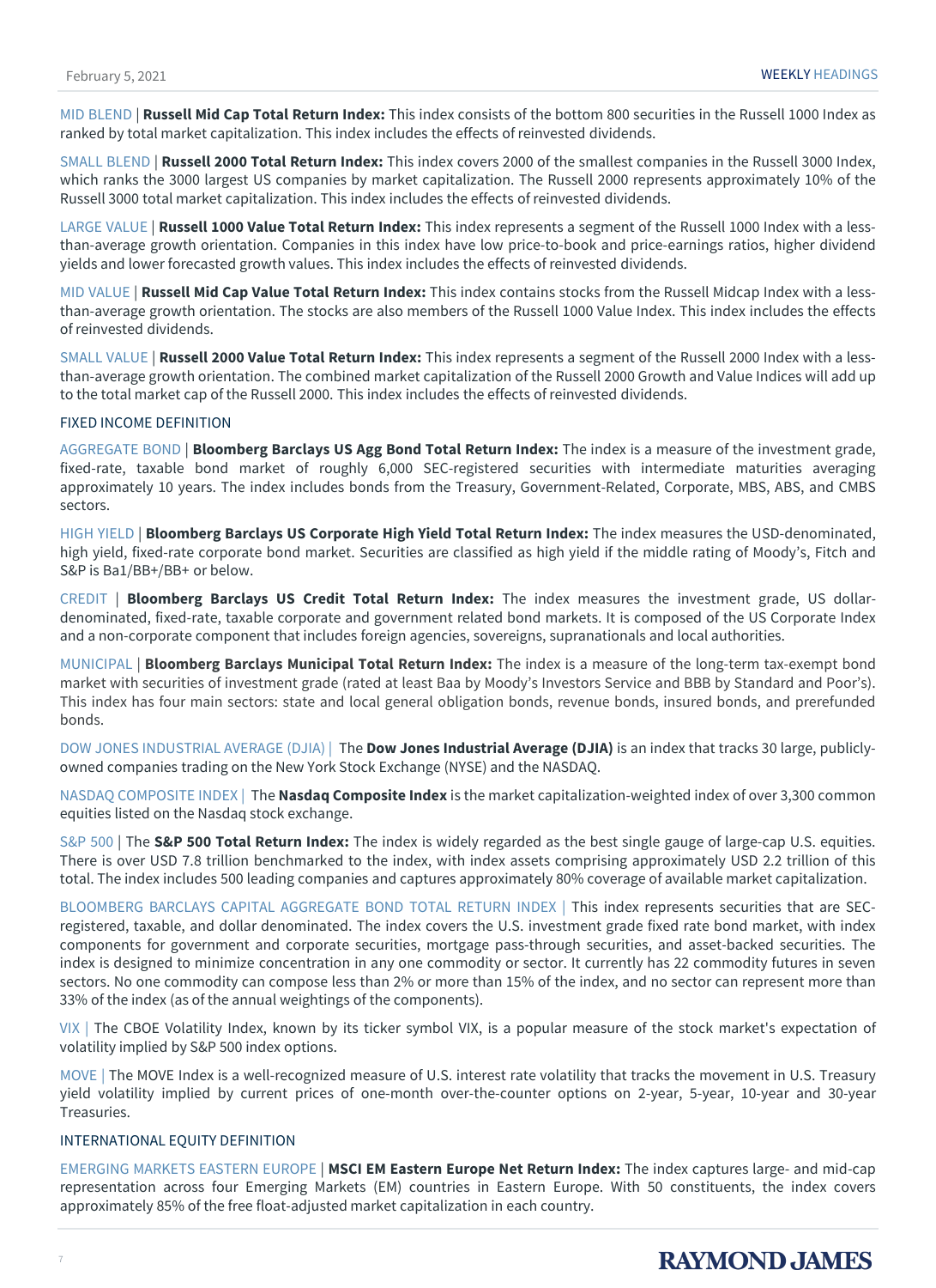MID BLEND | **Russell Mid Cap Total Return Index:** This index consists of the bottom 800 securities in the Russell 1000 Index as ranked by total market capitalization. This index includes the effects of reinvested dividends.

SMALL BLEND | **Russell 2000 Total Return Index:** This index covers 2000 of the smallest companies in the Russell 3000 Index, which ranks the 3000 largest US companies by market capitalization. The Russell 2000 represents approximately 10% of the Russell 3000 total market capitalization. This index includes the effects of reinvested dividends.

LARGE VALUE | **Russell 1000 Value Total Return Index:** This index represents a segment of the Russell 1000 Index with a less-than-average growth orientation. Companies in this index have low price-to-book and price-earnings ratios, higher dividend yields and lower forecasted growth values. This index includes the effects of reinvested dividends.

MID VALUE | **Russell Mid Cap Value Total Return Index:** This index contains stocks from the Russell Midcap Index with a less-than-average growth orientation. The stocks are also members of the Russell 1000 Value Index. This index includes the effects of reinvested dividends.

SMALL VALUE | **Russell 2000 Value Total Return Index:** This index represents a segment of the Russell 2000 Index with a less-than-average growth orientation. The combined market capitalization of the Russell 2000 Growth and Value Indices will add up to the total market cap of the Russell 2000. This index includes the effects of reinvested dividends.

## FIXED INCOME DEFINITION

AGGREGATE BOND | **Bloomberg Barclays US Agg Bond Total Return Index:** The index is a measure of the investment grade, fixed-rate, taxable bond market of roughly 6,000 SEC-registered securities with intermediate maturities averaging approximately 10 years. The index includes bonds from the Treasury, Government-Related, Corporate, MBS, ABS, and CMBS sectors.

HIGH YIELD | **Bloomberg Barclays US Corporate High Yield Total Return Index:** The index measures the USD-denominated, high yield, fixed-rate corporate bond market. Securities are classified as high yield if the middle rating of Moody's, Fitch and S&P is Ba1/BB+/BB+ or below.

CREDIT | **Bloomberg Barclays US Credit Total Return Index:** The index measures the investment grade, US dollar-denominated, fixed-rate, taxable corporate and government related bond markets. It is composed of the US Corporate Index and a non-corporate component that includes foreign agencies, sovereigns, supranationals and local authorities.

MUNICIPAL | **Bloomberg Barclays Municipal Total Return Index:** The index is a measure of the long-term tax-exempt bond market with securities of investment grade (rated at least Baa by Moody's Investors Service and BBB by Standard and Poor's). This index has four main sectors: state and local general obligation bonds, revenue bonds, insured bonds, and prerefunded bonds.

DOW JONES INDUSTRIAL AVERAGE (DJIA) | The **Dow Jones Industrial Average (DJIA)** is an index that tracks 30 large, publicly-owned companies trading on the New York Stock Exchange (NYSE) and the NASDAQ.

NASDAQ COMPOSITE INDEX | The **Nasdaq Composite Index** is the market capitalization-weighted index of over 3,300 common equities listed on the Nasdaq stock exchange.

S&P 500 | The **S&P 500 Total Return Index:** The index is widely regarded as the best single gauge of large-cap U.S. equities. There is over USD 7.8 trillion benchmarked to the index, with index assets comprising approximately USD 2.2 trillion of this total. The index includes 500 leading companies and captures approximately 80% coverage of available market capitalization.

BLOOMBERG BARCLAYS CAPITAL AGGREGATE BOND TOTAL RETURN INDEX | This index represents securities that are SEC-registered, taxable, and dollar denominated. The index covers the U.S. investment grade fixed rate bond market, with index components for government and corporate securities, mortgage pass-through securities, and asset-backed securities. The index is designed to minimize concentration in any one commodity or sector. It currently has 22 commodity futures in seven sectors. No one commodity can compose less than 2% or more than 15% of the index, and no sector can represent more than 33% of the index (as of the annual weightings of the components).

VIX | The CBOE Volatility Index, known by its ticker symbol VIX, is a popular measure of the stock market's expectation of volatility implied by S&P 500 index options.

MOVE | The MOVE Index is a well-recognized measure of U.S. interest rate volatility that tracks the movement in U.S. Treasury yield volatility implied by current prices of one-month over-the-counter options on 2-year, 5-year, 10-year and 30-year Treasuries.

## INTERNATIONAL EQUITY DEFINITION

EMERGING MARKETS EASTERN EUROPE | **MSCI EM Eastern Europe Net Return Index:** The index captures large- and mid-cap representation across four Emerging Markets (EM) countries in Eastern Europe. With 50 constituents, the index covers approximately 85% of the free float-adjusted market capitalization in each country.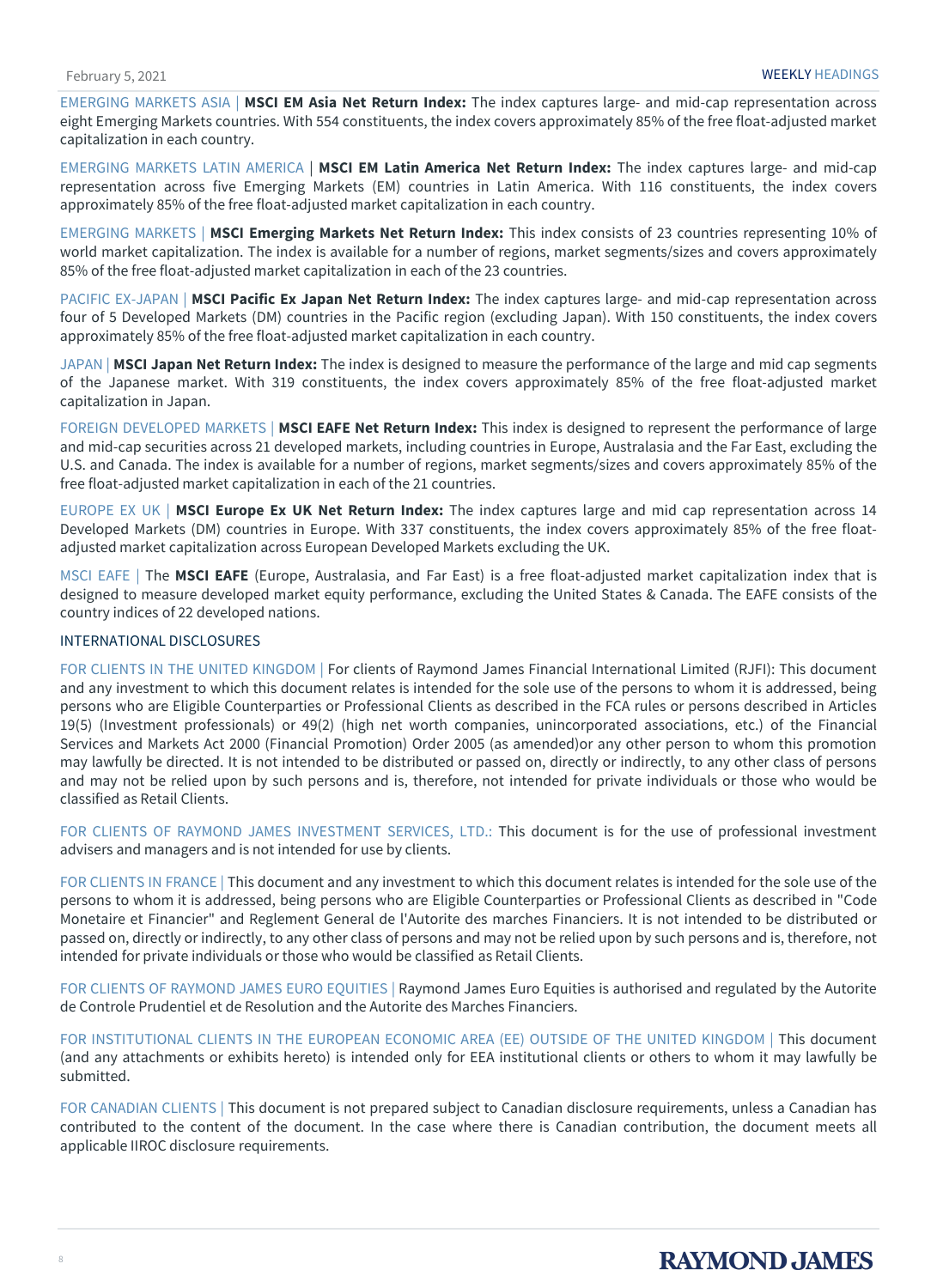EMERGING MARKETS ASIA | **MSCI EM Asia Net Return Index:** The index captures large- and mid-cap representation across eight Emerging Markets countries. With 554 constituents, the index covers approximately 85% of the free float-adjusted market capitalization in each country.

EMERGING MARKETS LATIN AMERICA | **MSCI EM Latin America Net Return Index:** The index captures large- and mid-cap representation across five Emerging Markets (EM) countries in Latin America. With 116 constituents, the index covers approximately 85% of the free float-adjusted market capitalization in each country.

EMERGING MARKETS | **MSCI Emerging Markets Net Return Index:** This index consists of 23 countries representing 10% of world market capitalization. The index is available for a number of regions, market segments/sizes and covers approximately 85% of the free float-adjusted market capitalization in each of the 23 countries.

PACIFIC EX-JAPAN | **MSCI Pacific Ex Japan Net Return Index:** The index captures large- and mid-cap representation across four of 5 Developed Markets (DM) countries in the Pacific region (excluding Japan). With 150 constituents, the index covers approximately 85% of the free float-adjusted market capitalization in each country.

JAPAN | **MSCI Japan Net Return Index:** The index is designed to measure the performance of the large and mid cap segments of the Japanese market. With 319 constituents, the index covers approximately 85% of the free float-adjusted market capitalization in Japan.

FOREIGN DEVELOPED MARKETS | **MSCI EAFE Net Return Index:** This index is designed to represent the performance of large and mid-cap securities across 21 developed markets, including countries in Europe, Australasia and the Far East, excluding the U.S. and Canada. The index is available for a number of regions, market segments/sizes and covers approximately 85% of the free float-adjusted market capitalization in each of the 21 countries.

EUROPE EX UK | **MSCI Europe Ex UK Net Return Index:** The index captures large and mid cap representation across 14 Developed Markets (DM) countries in Europe. With 337 constituents, the index covers approximately 85% of the free float-adjusted market capitalization across European Developed Markets excluding the UK.

MSCI EAFE | The **MSCI EAFE** (Europe, Australasia, and Far East) is a free float-adjusted market capitalization index that is designed to measure developed market equity performance, excluding the United States & Canada. The EAFE consists of the country indices of 22 developed nations.

## INTERNATIONAL DISCLOSURES

FOR CLIENTS IN THE UNITED KINGDOM | For clients of Raymond James Financial International Limited (RJFI): This document and any investment to which this document relates is intended for the sole use of the persons to whom it is addressed, being persons who are Eligible Counterparties or Professional Clients as described in the FCA rules or persons described in Articles 19(5) (Investment professionals) or 49(2) (high net worth companies, unincorporated associations, etc.) of the Financial Services and Markets Act 2000 (Financial Promotion) Order 2005 (as amended)or any other person to whom this promotion may lawfully be directed. It is not intended to be distributed or passed on, directly or indirectly, to any other class of persons and may not be relied upon by such persons and is, therefore, not intended for private individuals or those who would be classified as Retail Clients.

FOR CLIENTS OF RAYMOND JAMES INVESTMENT SERVICES, LTD.: This document is for the use of professional investment advisers and managers and is not intended for use by clients.

FOR CLIENTS IN FRANCE | This document and any investment to which this document relates is intended for the sole use of the persons to whom it is addressed, being persons who are Eligible Counterparties or Professional Clients as described in "Code Monetaire et Financier" and Reglement General de l'Autorite des marches Financiers. It is not intended to be distributed or passed on, directly or indirectly, to any other class of persons and may not be relied upon by such persons and is, therefore, not intended for private individuals or those who would be classified as Retail Clients.

FOR CLIENTS OF RAYMOND JAMES EURO EQUITIES | Raymond James Euro Equities is authorised and regulated by the Autorite de Controle Prudentiel et de Resolution and the Autorite des Marches Financiers.

FOR INSTITUTIONAL CLIENTS IN THE EUROPEAN ECONOMIC AREA (EE) OUTSIDE OF THE UNITED KINGDOM | This document (and any attachments or exhibits hereto) is intended only for EEA institutional clients or others to whom it may lawfully be submitted.

FOR CANADIAN CLIENTS | This document is not prepared subject to Canadian disclosure requirements, unless a Canadian has contributed to the content of the document. In the case where there is Canadian contribution, the document meets all applicable IIROC disclosure requirements.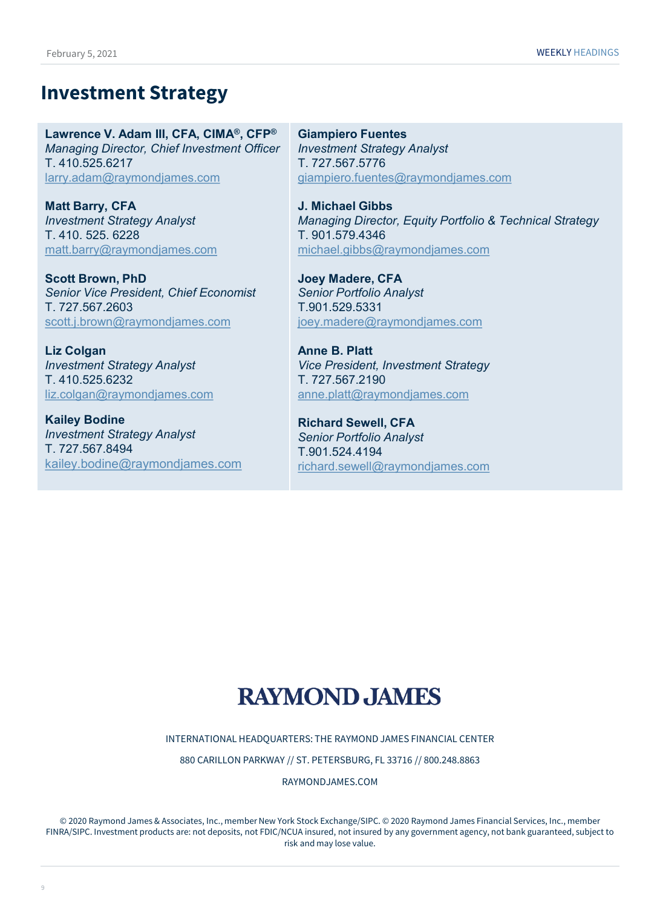# Investment Strategy

**Lawrence V. Adam III, CFA, CIMA®, CFP®**
*Managing Director, Chief Investment Officer*
T. 410.525.6217
larry.adam@raymondjames.com

**Matt Barry, CFA**
*Investment Strategy Analyst*
T. 410. 525. 6228
matt.barry@raymondjames.com

**Scott Brown, PhD**
*Senior Vice President, Chief Economist*
T. 727.567.2603
scott.j.brown@raymondjames.com

**Liz Colgan**
*Investment Strategy Analyst*
T. 410.525.6232
liz.colgan@raymondjames.com

**Kailey Bodine**
*Investment Strategy Analyst*
T. 727.567.8494
kailey.bodine@raymondjames.com

**Giampiero Fuentes**
*Investment Strategy Analyst*
T. 727.567.5776
giampiero.fuentes@raymondjames.com

**J. Michael Gibbs**
*Managing Director, Equity Portfolio & Technical Strategy*
T. 901.579.4346
michael.gibbs@raymondjames.com

**Joey Madere, CFA**
*Senior Portfolio Analyst*
T.901.529.5331
joey.madere@raymondjames.com

**Anne B. Platt**
*Vice President, Investment Strategy*
T. 727.567.2190
anne.platt@raymondjames.com

**Richard Sewell, CFA**
*Senior Portfolio Analyst*
T.901.524.4194
richard.sewell@raymondjames.com

**RAYMOND JAMES**

INTERNATIONAL HEADQUARTERS: THE RAYMOND JAMES FINANCIAL CENTER

880 CARILLON PARKWAY // ST. PETERSBURG, FL 33716 // 800.248.8863

RAYMONDJAMES.COM

© 2020 Raymond James & Associates, Inc., member New York Stock Exchange/SIPC. © 2020 Raymond James Financial Services, Inc., member FINRA/SIPC. Investment products are: not deposits, not FDIC/NCUA insured, not insured by any government agency, not bank guaranteed, subject to risk and may lose value.